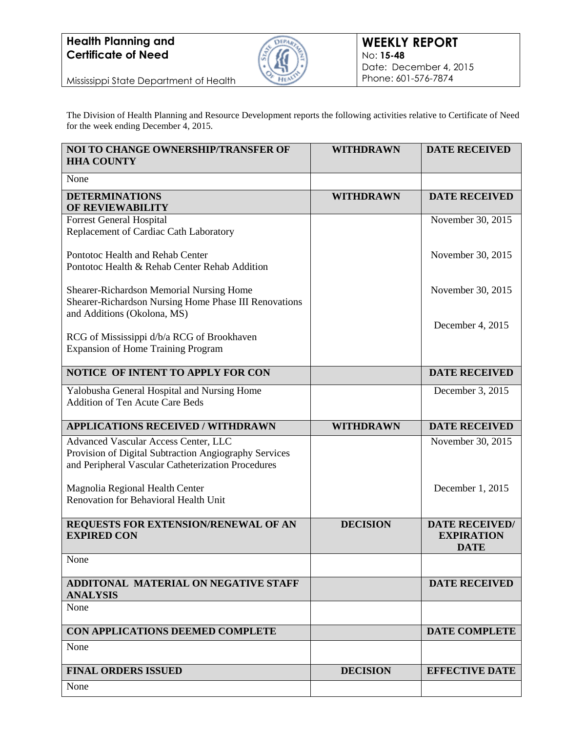**Health Planning and Certificate of Need**

Mississippi State Department of Health

**WEEKLY REPORT**
No: **15-48**
Date: December 4, 2015
Phone: 601-576-7874

The Division of Health Planning and Resource Development reports the following activities relative to Certificate of Need for the week ending December 4, 2015.

| **NOI TO CHANGE OWNERSHIP/TRANSFER OF HHA COUNTY** | **WITHDRAWN** | **DATE RECEIVED** |
|---|---|---|
| None | | |
| **DETERMINATIONS OF REVIEWABILITY** | **WITHDRAWN** | **DATE RECEIVED** |
| Forrest General Hospital<br>Replacement of Cardiac Cath Laboratory | | November 30, 2015 |
| Pontotoc Health and Rehab Center<br>Pontotoc Health & Rehab Center Rehab Addition | | November 30, 2015 |
| Shearer-Richardson Memorial Nursing Home<br>Shearer-Richardson Nursing Home Phase III Renovations and Additions (Okolona, MS) | | November 30, 2015 |
| RCG of Mississippi d/b/a RCG of Brookhaven<br>Expansion of Home Training Program | | December 4, 2015 |
| **NOTICE OF INTENT TO APPLY FOR CON** | | **DATE RECEIVED** |
| Yalobusha General Hospital and Nursing Home<br>Addition of Ten Acute Care Beds | | December 3, 2015 |
| **APPLICATIONS RECEIVED / WITHDRAWN** | **WITHDRAWN** | **DATE RECEIVED** |
| Advanced Vascular Access Center, LLC<br>Provision of Digital Subtraction Angiography Services and Peripheral Vascular Catheterization Procedures | | November 30, 2015 |
| Magnolia Regional Health Center<br>Renovation for Behavioral Health Unit | | December 1, 2015 |
| **REQUESTS FOR EXTENSION/RENEWAL OF AN EXPIRED CON** | **DECISION** | **DATE RECEIVED/ EXPIRATION DATE** |
| None | | |
| **ADDITONAL MATERIAL ON NEGATIVE STAFF ANALYSIS** | | **DATE RECEIVED** |
| None | | |
| **CON APPLICATIONS DEEMED COMPLETE** | | **DATE COMPLETE** |
| None | | |
| **FINAL ORDERS ISSUED** | **DECISION** | **EFFECTIVE DATE** |
| None | | |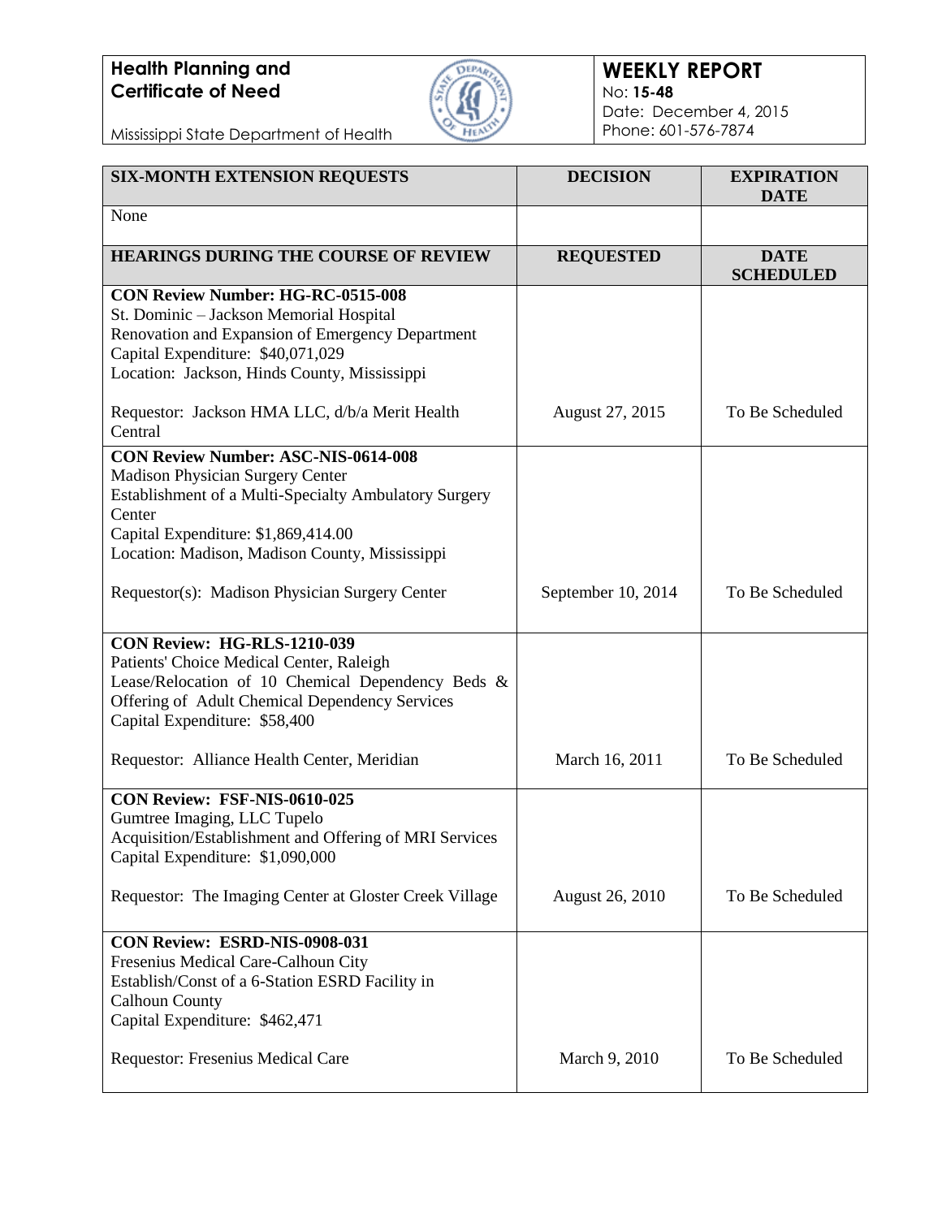**Health Planning and Certificate of Need**

Mississippi State Department of Health

**WEEKLY REPORT**
No: **15-48**
Date: December 4, 2015
Phone: 601-576-7874

| **SIX-MONTH EXTENSION REQUESTS** | **DECISION** | **EXPIRATION DATE** |
|---|---|---|
| None | | |

| **HEARINGS DURING THE COURSE OF REVIEW** | **REQUESTED** | **DATE SCHEDULED** |
|---|---|---|
| **CON Review Number: HG-RC-0515-008**<br>St. Dominic – Jackson Memorial Hospital<br>Renovation and Expansion of Emergency Department<br>Capital Expenditure: $40,071,029<br>Location: Jackson, Hinds County, Mississippi<br><br>Requestor: Jackson HMA LLC, d/b/a Merit Health Central | August 27, 2015 | To Be Scheduled |
| **CON Review Number: ASC-NIS-0614-008**<br>Madison Physician Surgery Center<br>Establishment of a Multi-Specialty Ambulatory Surgery Center<br>Capital Expenditure: $1,869,414.00<br>Location: Madison, Madison County, Mississippi<br><br>Requestor(s): Madison Physician Surgery Center | September 10, 2014 | To Be Scheduled |
| **CON Review: HG-RLS-1210-039**<br>Patients' Choice Medical Center, Raleigh<br>Lease/Relocation of 10 Chemical Dependency Beds & Offering of Adult Chemical Dependency Services<br>Capital Expenditure: $58,400<br><br>Requestor: Alliance Health Center, Meridian | March 16, 2011 | To Be Scheduled |
| **CON Review: FSF-NIS-0610-025**<br>Gumtree Imaging, LLC Tupelo<br>Acquisition/Establishment and Offering of MRI Services<br>Capital Expenditure: $1,090,000<br><br>Requestor: The Imaging Center at Gloster Creek Village | August 26, 2010 | To Be Scheduled |
| **CON Review: ESRD-NIS-0908-031**<br>Fresenius Medical Care-Calhoun City<br>Establish/Const of a 6-Station ESRD Facility in Calhoun County<br>Capital Expenditure: $462,471<br><br>Requestor: Fresenius Medical Care | March 9, 2010 | To Be Scheduled |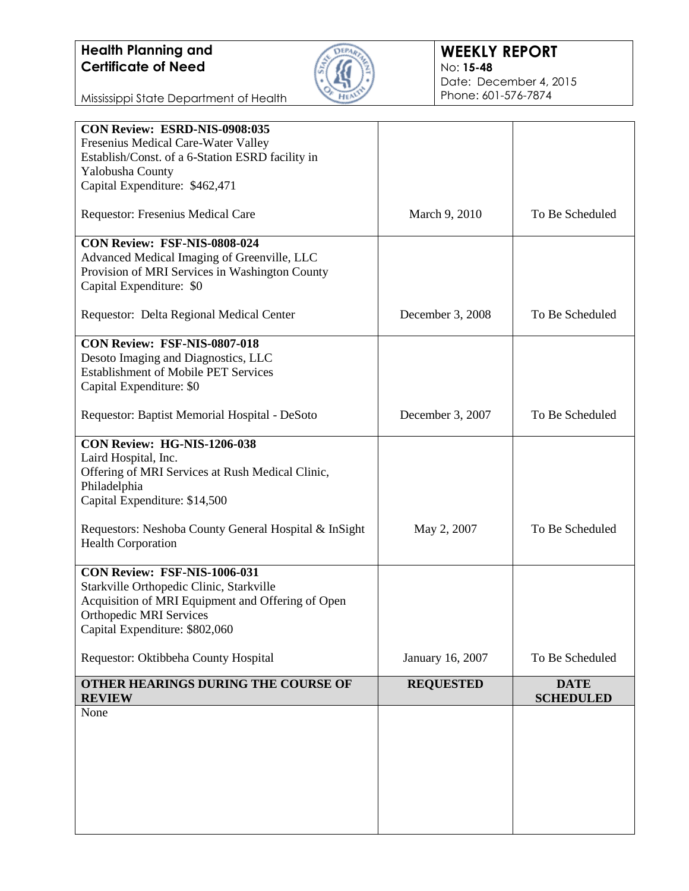**Health Planning and Certificate of Need**

Mississippi State Department of Health

**WEEKLY REPORT**
No: **15-48**
Date: December 4, 2015
Phone: 601-576-7874

| | | |
|---|---|---|
| **CON Review: ESRD-NIS-0908:035**<br>Fresenius Medical Care-Water Valley<br>Establish/Const. of a 6-Station ESRD facility in Yalobusha County<br>Capital Expenditure: $462,471<br><br>Requestor: Fresenius Medical Care | March 9, 2010 | To Be Scheduled |
| **CON Review: FSF-NIS-0808-024**<br>Advanced Medical Imaging of Greenville, LLC<br>Provision of MRI Services in Washington County<br>Capital Expenditure: $0<br><br>Requestor: Delta Regional Medical Center | December 3, 2008 | To Be Scheduled |
| **CON Review: FSF-NIS-0807-018**<br>Desoto Imaging and Diagnostics, LLC<br>Establishment of Mobile PET Services<br>Capital Expenditure: $0<br><br>Requestor: Baptist Memorial Hospital - DeSoto | December 3, 2007 | To Be Scheduled |
| **CON Review: HG-NIS-1206-038**<br>Laird Hospital, Inc.<br>Offering of MRI Services at Rush Medical Clinic, Philadelphia<br>Capital Expenditure: $14,500<br><br>Requestors: Neshoba County General Hospital & InSight Health Corporation | May 2, 2007 | To Be Scheduled |
| **CON Review: FSF-NIS-1006-031**<br>Starkville Orthopedic Clinic, Starkville<br>Acquisition of MRI Equipment and Offering of Open Orthopedic MRI Services<br>Capital Expenditure: $802,060<br><br>Requestor: Oktibbeha County Hospital | January 16, 2007 | To Be Scheduled |
| **OTHER HEARINGS DURING THE COURSE OF REVIEW** | **REQUESTED** | **DATE SCHEDULED** |
| None | | |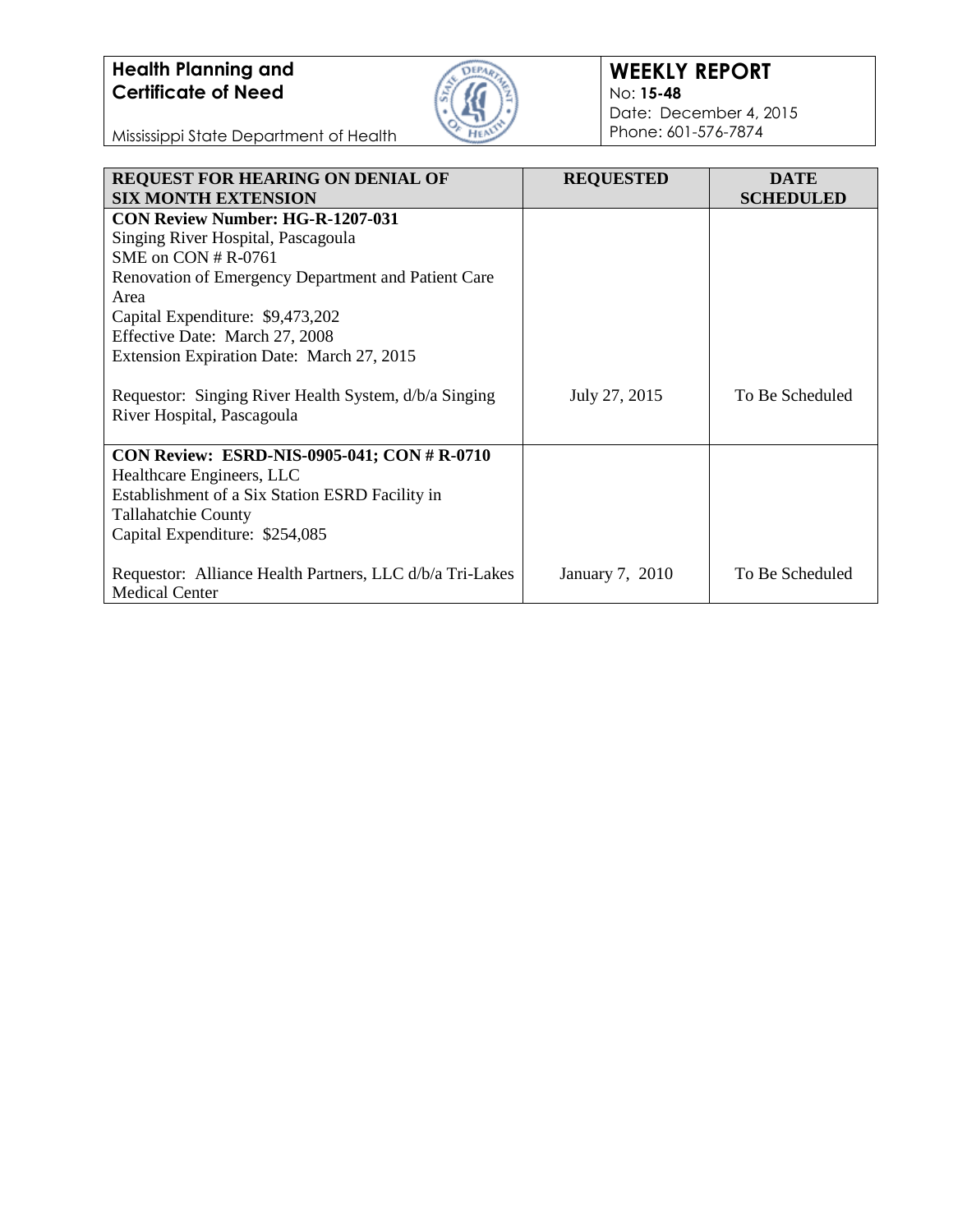| REQUEST FOR HEARING ON DENIAL OF SIX MONTH EXTENSION | REQUESTED | DATE SCHEDULED |
|---|---|---|
| **CON Review Number: HG-R-1207-031**<br>Singing River Hospital, Pascagoula<br>SME on CON # R-0761<br>Renovation of Emergency Department and Patient Care Area<br>Capital Expenditure: $9,473,202<br>Effective Date: March 27, 2008<br>Extension Expiration Date: March 27, 2015<br><br>Requestor: Singing River Health System, d/b/a Singing River Hospital, Pascagoula | July 27, 2015 | To Be Scheduled |
| **CON Review: ESRD-NIS-0905-041; CON # R-0710**<br>Healthcare Engineers, LLC<br>Establishment of a Six Station ESRD Facility in Tallahatchie County<br>Capital Expenditure: $254,085<br><br>Requestor: Alliance Health Partners, LLC d/b/a Tri-Lakes Medical Center | January 7, 2010 | To Be Scheduled |